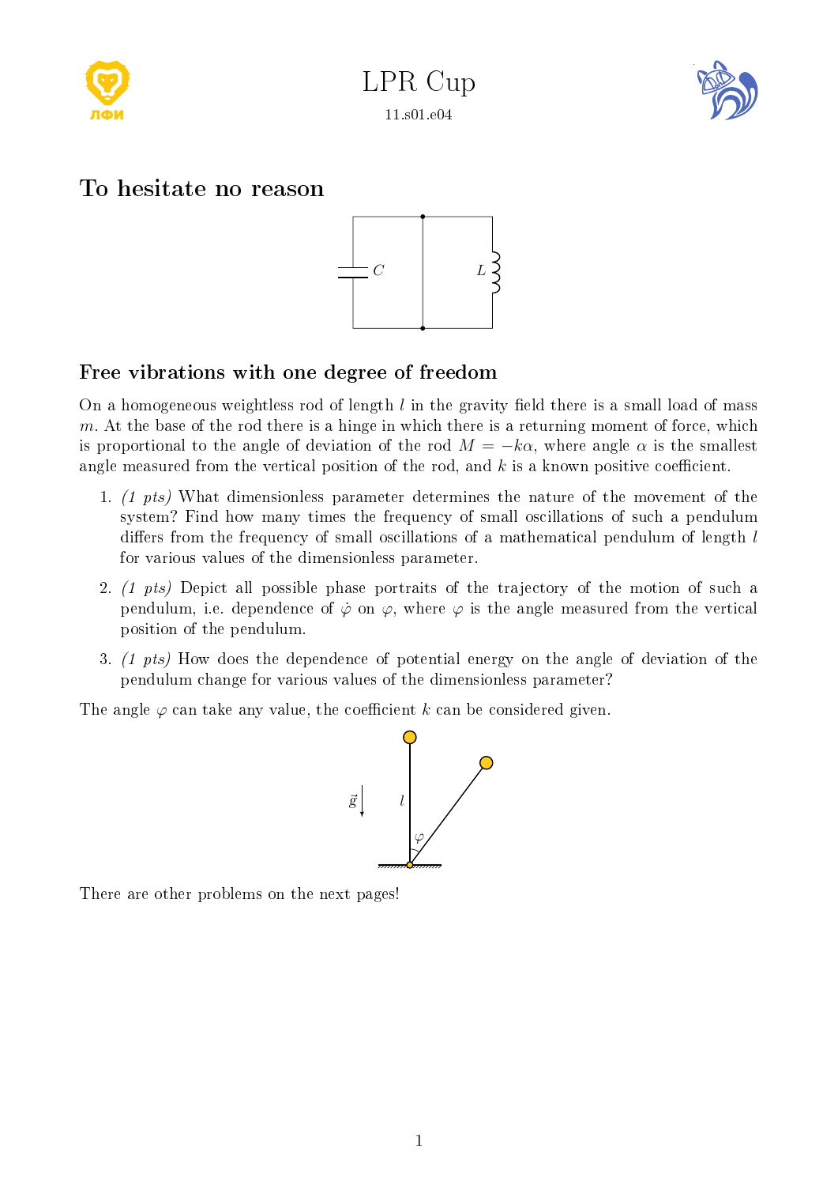# To hesitate no reason

## Free vibrations with one degree of freedom

On a homogeneous weightless rod of length $l$ in the gravity field there is a small load of mass $m$. At the base of the rod there is a hinge in which there is a returning moment of force, which is proportional to the angle of deviation of the rod $M = -k\alpha$, where angle $\alpha$ is the smallest angle measured from the vertical position of the rod, and $k$ is a known positive coefficient.

1. *(1 pts)* What dimensionless parameter determines the nature of the movement of the system? Find how many times the frequency of small oscillations of such a pendulum differs from the frequency of small oscillations of a mathematical pendulum of length $l$ for various values of the dimensionless parameter.
2. *(1 pts)* Depict all possible phase portraits of the trajectory of the motion of such a pendulum, i.e. dependence of $\dot{\varphi}$ on $\varphi$, where $\varphi$ is the angle measured from the vertical position of the pendulum.
3. *(1 pts)* How does the dependence of potential energy on the angle of deviation of the pendulum change for various values of the dimensionless parameter?

The angle $\varphi$ can take any value, the coefficient $k$ can be considered given.

There are other problems on the next pages!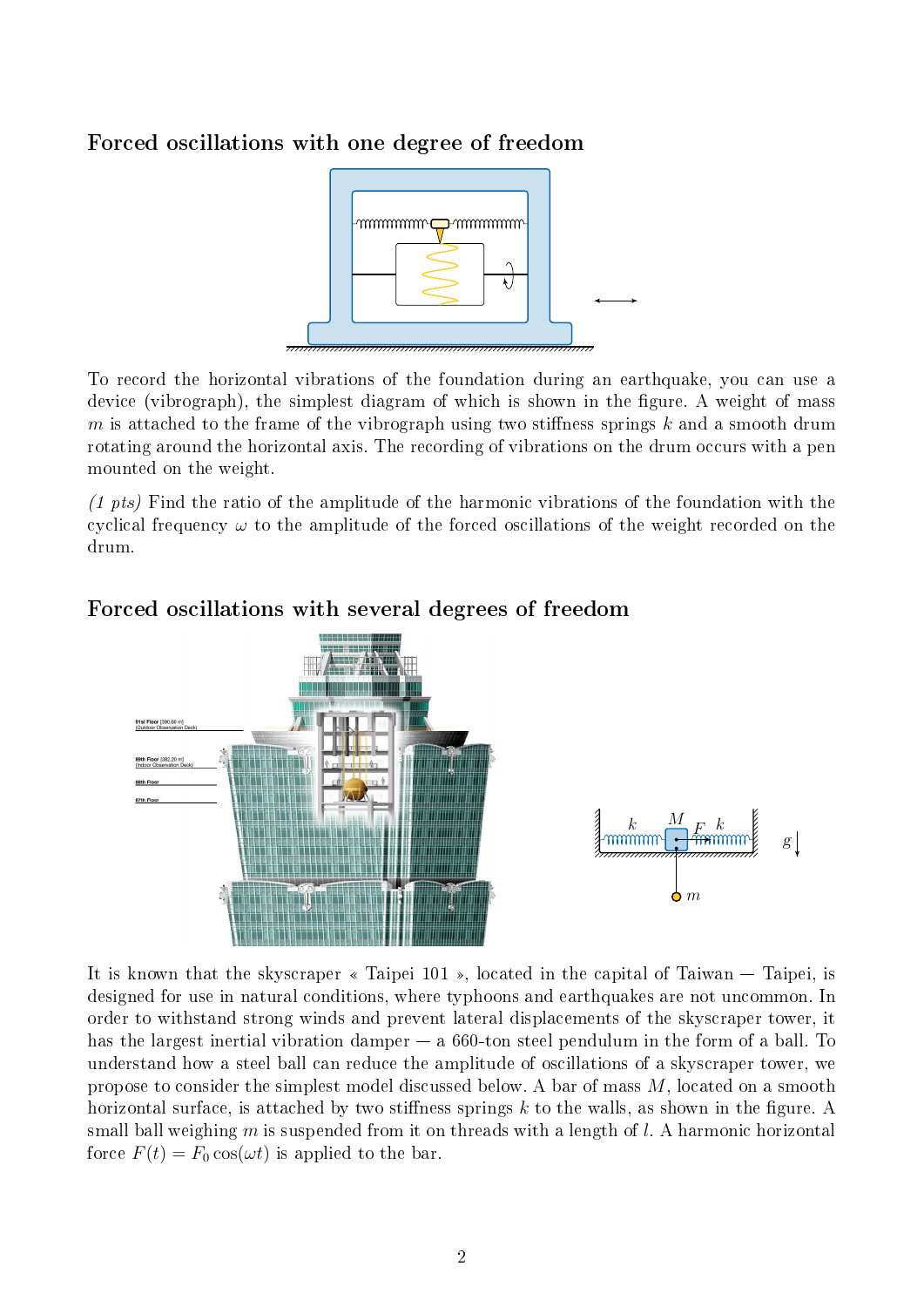## Forced oscillations with one degree of freedom

To record the horizontal vibrations of the foundation during an earthquake, you can use a device (vibrograph), the simplest diagram of which is shown in the figure. A weight of mass $m$ is attached to the frame of the vibrograph using two stiffness springs $k$ and a smooth drum rotating around the horizontal axis. The recording of vibrations on the drum occurs with a pen mounted on the weight.

*(1 pts)* Find the ratio of the amplitude of the harmonic vibrations of the foundation with the cyclical frequency $\omega$ to the amplitude of the forced oscillations of the weight recorded on the drum.

## Forced oscillations with several degrees of freedom

It is known that the skyscraper « Taipei 101 », located in the capital of Taiwan — Taipei, is designed for use in natural conditions, where typhoons and earthquakes are not uncommon. In order to withstand strong winds and prevent lateral displacements of the skyscraper tower, it has the largest inertial vibration damper — a 660-ton steel pendulum in the form of a ball. To understand how a steel ball can reduce the amplitude of oscillations of a skyscraper tower, we propose to consider the simplest model discussed below. A bar of mass $M$, located on a smooth horizontal surface, is attached by two stiffness springs $k$ to the walls, as shown in the figure. A small ball weighing $m$ is suspended from it on threads with a length of $l$. A harmonic horizontal force $F(t) = F_0 \cos(\omega t)$ is applied to the bar.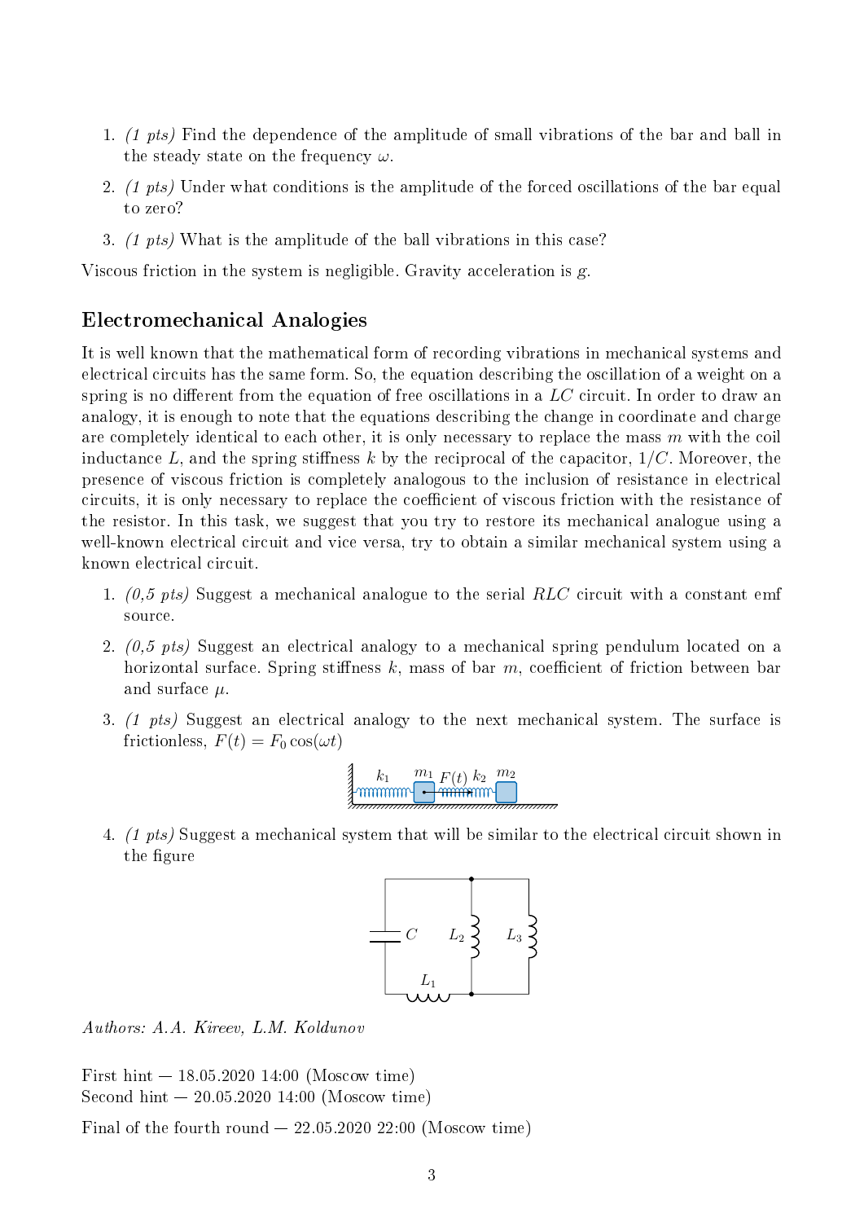1. *(1 pts)* Find the dependence of the amplitude of small vibrations of the bar and ball in the steady state on the frequency $\omega$.
2. *(1 pts)* Under what conditions is the amplitude of the forced oscillations of the bar equal to zero?
3. *(1 pts)* What is the amplitude of the ball vibrations in this case?

Viscous friction in the system is negligible. Gravity acceleration is $g$.

## Electromechanical Analogies

It is well known that the mathematical form of recording vibrations in mechanical systems and electrical circuits has the same form. So, the equation describing the oscillation of a weight on a spring is no different from the equation of free oscillations in a $LC$ circuit. In order to draw an analogy, it is enough to note that the equations describing the change in coordinate and charge are completely identical to each other, it is only necessary to replace the mass $m$ with the coil inductance $L$, and the spring stiffness $k$ by the reciprocal of the capacitor, $1/C$. Moreover, the presence of viscous friction is completely analogous to the inclusion of resistance in electrical circuits, it is only necessary to replace the coefficient of viscous friction with the resistance of the resistor. In this task, we suggest that you try to restore its mechanical analogue using a well-known electrical circuit and vice versa, try to obtain a similar mechanical system using a known electrical circuit.

1. *(0,5 pts)* Suggest a mechanical analogue to the serial $RLC$ circuit with a constant emf source.
2. *(0,5 pts)* Suggest an electrical analogy to a mechanical spring pendulum located on a horizontal surface. Spring stiffness $k$, mass of bar $m$, coefficient of friction between bar and surface $\mu$.
3. *(1 pts)* Suggest an electrical analogy to the next mechanical system. The surface is frictionless, $F(t) = F_0 \cos(\omega t)$

   $k_1$ $m_1$ $F(t)$ $k_2$ $m_2$

4. *(1 pts)* Suggest a mechanical system that will be similar to the electrical circuit shown in the figure

   $C$ $L_2$ $L_3$ $L_1$

*Authors: A.A. Kireev, L.M. Koldunov*

First hint — 18.05.2020 14:00 (Moscow time)
Second hint — 20.05.2020 14:00 (Moscow time)

Final of the fourth round — 22.05.2020 22:00 (Moscow time)